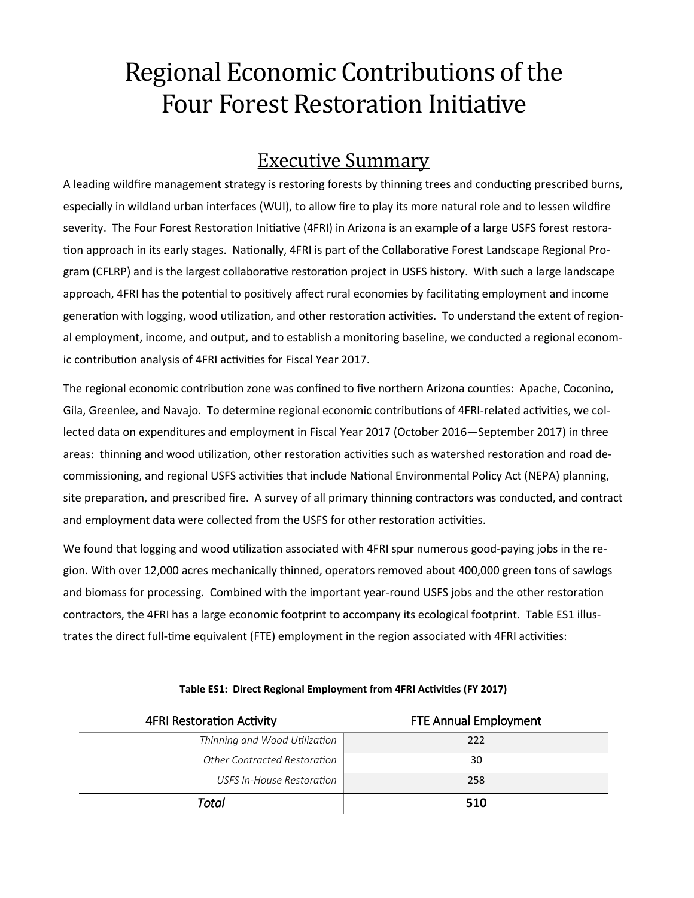# Regional Economic Contributions of the Four Forest Restoration Initiative

## Executive Summary

A leading wildfire management strategy is restoring forests by thinning trees and conducting prescribed burns, especially in wildland urban interfaces (WUI), to allow fire to play its more natural role and to lessen wildfire severity. The Four Forest Restoration Initiative (4FRI) in Arizona is an example of a large USFS forest restoration approach in its early stages. Nationally, 4FRI is part of the Collaborative Forest Landscape Regional Program (CFLRP) and is the largest collaborative restoration project in USFS history. With such a large landscape approach, 4FRI has the potential to positively affect rural economies by facilitating employment and income generation with logging, wood utilization, and other restoration activities. To understand the extent of regional employment, income, and output, and to establish a monitoring baseline, we conducted a regional economic contribution analysis of 4FRI activities for Fiscal Year 2017.

The regional economic contribution zone was confined to five northern Arizona counties: Apache, Coconino, Gila, Greenlee, and Navajo. To determine regional economic contributions of 4FRI-related activities, we collected data on expenditures and employment in Fiscal Year 2017 (October 2016—September 2017) in three areas: thinning and wood utilization, other restoration activities such as watershed restoration and road decommissioning, and regional USFS activities that include National Environmental Policy Act (NEPA) planning, site preparation, and prescribed fire. A survey of all primary thinning contractors was conducted, and contract and employment data were collected from the USFS for other restoration activities.

We found that logging and wood utilization associated with 4FRI spur numerous good-paying jobs in the region. With over 12,000 acres mechanically thinned, operators removed about 400,000 green tons of sawlogs and biomass for processing. Combined with the important year-round USFS jobs and the other restoration contractors, the 4FRI has a large economic footprint to accompany its ecological footprint. Table ES1 illustrates the direct full-time equivalent (FTE) employment in the region associated with 4FRI activities:

**Table ES1: Direct Regional Employment from 4FRI Activities (FY 2017)**

| 4FRI Restoration Activity | FTE Annual Employment |
|---|---|
| *Thinning and Wood Utilization* | 222 |
| *Other Contracted Restoration* | 30 |
| *USFS In-House Restoration* | 258 |
| ***Total*** | **510** |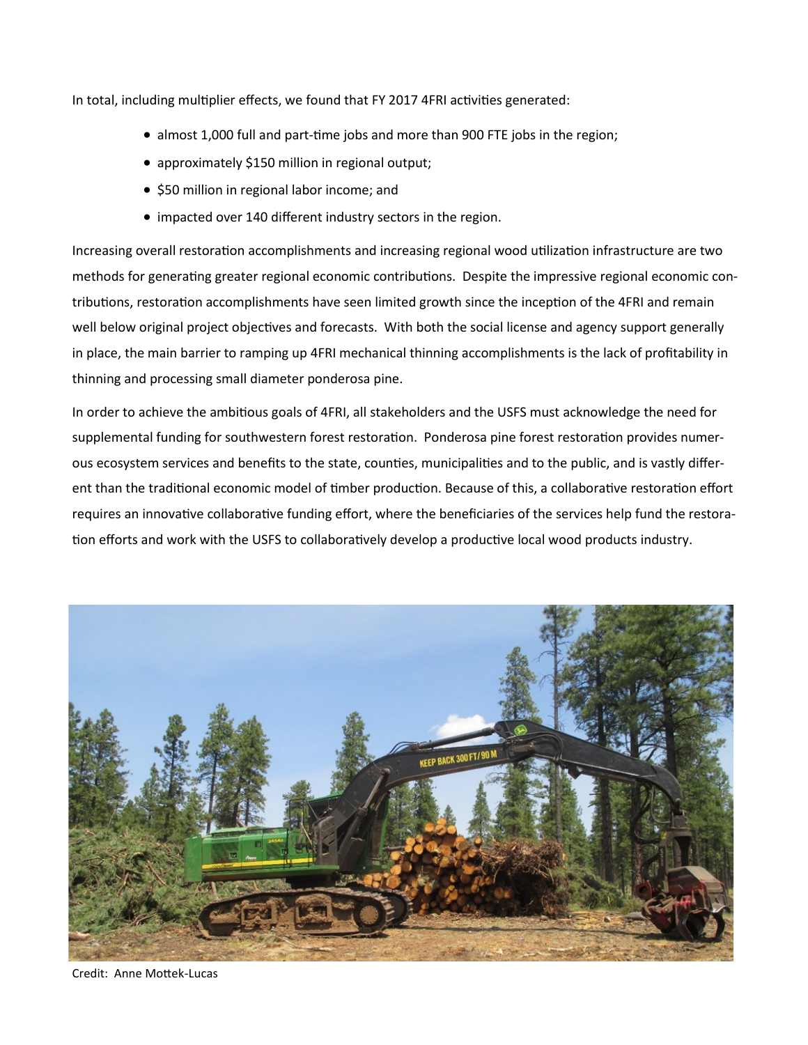In total, including multiplier effects, we found that FY 2017 4FRI activities generated:

- almost 1,000 full and part-time jobs and more than 900 FTE jobs in the region;
- approximately $150 million in regional output;
- $50 million in regional labor income; and
- impacted over 140 different industry sectors in the region.

Increasing overall restoration accomplishments and increasing regional wood utilization infrastructure are two methods for generating greater regional economic contributions. Despite the impressive regional economic contributions, restoration accomplishments have seen limited growth since the inception of the 4FRI and remain well below original project objectives and forecasts. With both the social license and agency support generally in place, the main barrier to ramping up 4FRI mechanical thinning accomplishments is the lack of profitability in thinning and processing small diameter ponderosa pine.

In order to achieve the ambitious goals of 4FRI, all stakeholders and the USFS must acknowledge the need for supplemental funding for southwestern forest restoration. Ponderosa pine forest restoration provides numerous ecosystem services and benefits to the state, counties, municipalities and to the public, and is vastly different than the traditional economic model of timber production. Because of this, a collaborative restoration effort requires an innovative collaborative funding effort, where the beneficiaries of the services help fund the restoration efforts and work with the USFS to collaboratively develop a productive local wood products industry.

Credit: Anne Mottek-Lucas